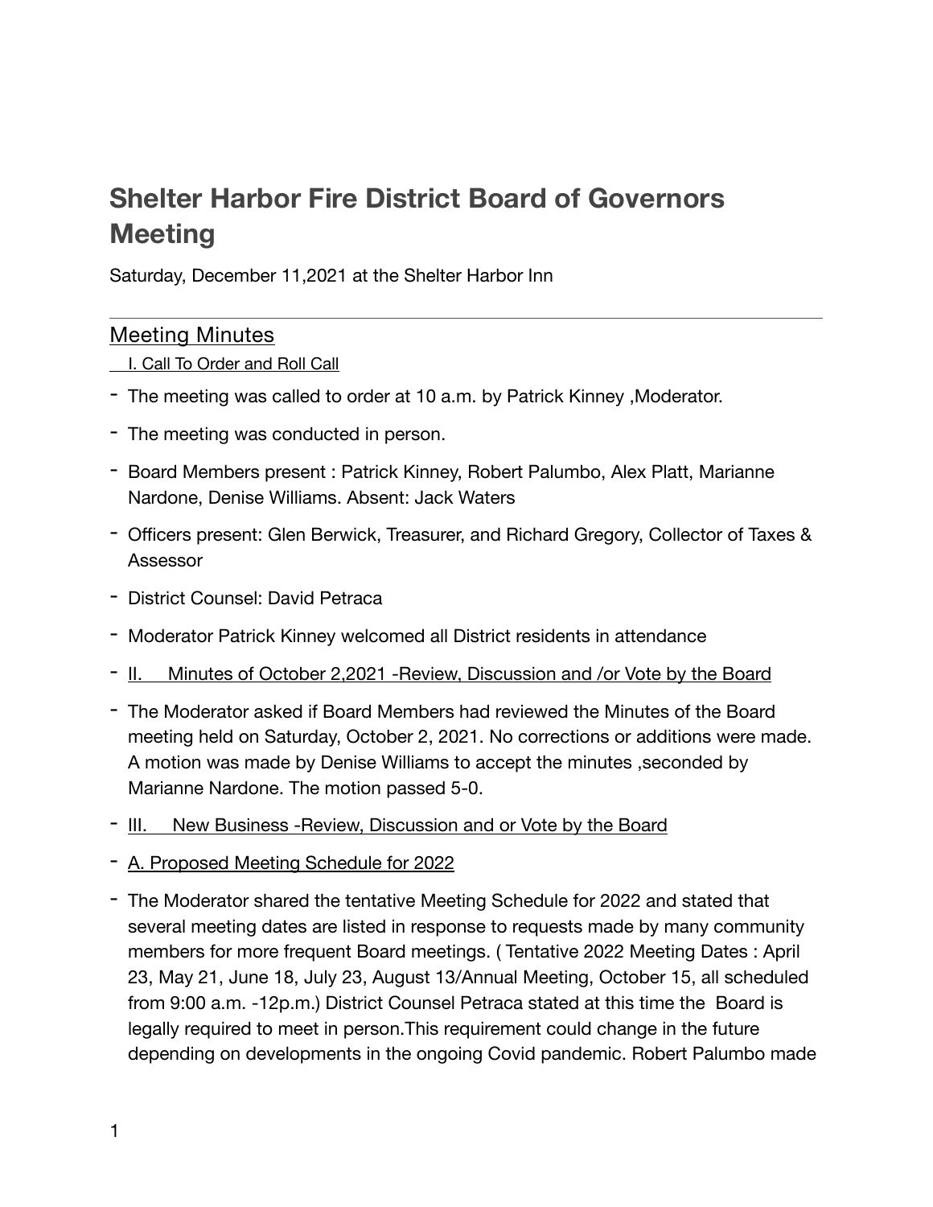# Shelter Harbor Fire District Board of Governors Meeting

Saturday, December 11,2021 at the Shelter Harbor Inn

---

## Meeting Minutes

I. Call To Order and Roll Call

- The meeting was called to order at 10 a.m. by Patrick Kinney ,Moderator.
- The meeting was conducted in person.
- Board Members present : Patrick Kinney, Robert Palumbo, Alex Platt, Marianne Nardone, Denise Williams. Absent: Jack Waters
- Officers present: Glen Berwick, Treasurer, and Richard Gregory, Collector of Taxes & Assessor
- District Counsel: David Petraca
- Moderator Patrick Kinney welcomed all District residents in attendance
- II. Minutes of October 2,2021 -Review, Discussion and /or Vote by the Board
- The Moderator asked if Board Members had reviewed the Minutes of the Board meeting held on Saturday, October 2, 2021. No corrections or additions were made. A motion was made by Denise Williams to accept the minutes ,seconded by Marianne Nardone. The motion passed 5-0.
- III. New Business -Review, Discussion and or Vote by the Board
- A. Proposed Meeting Schedule for 2022
- The Moderator shared the tentative Meeting Schedule for 2022 and stated that several meeting dates are listed in response to requests made by many community members for more frequent Board meetings. ( Tentative 2022 Meeting Dates : April 23, May 21, June 18, July 23, August 13/Annual Meeting, October 15, all scheduled from 9:00 a.m. -12p.m.) District Counsel Petraca stated at this time the Board is legally required to meet in person.This requirement could change in the future depending on developments in the ongoing Covid pandemic. Robert Palumbo made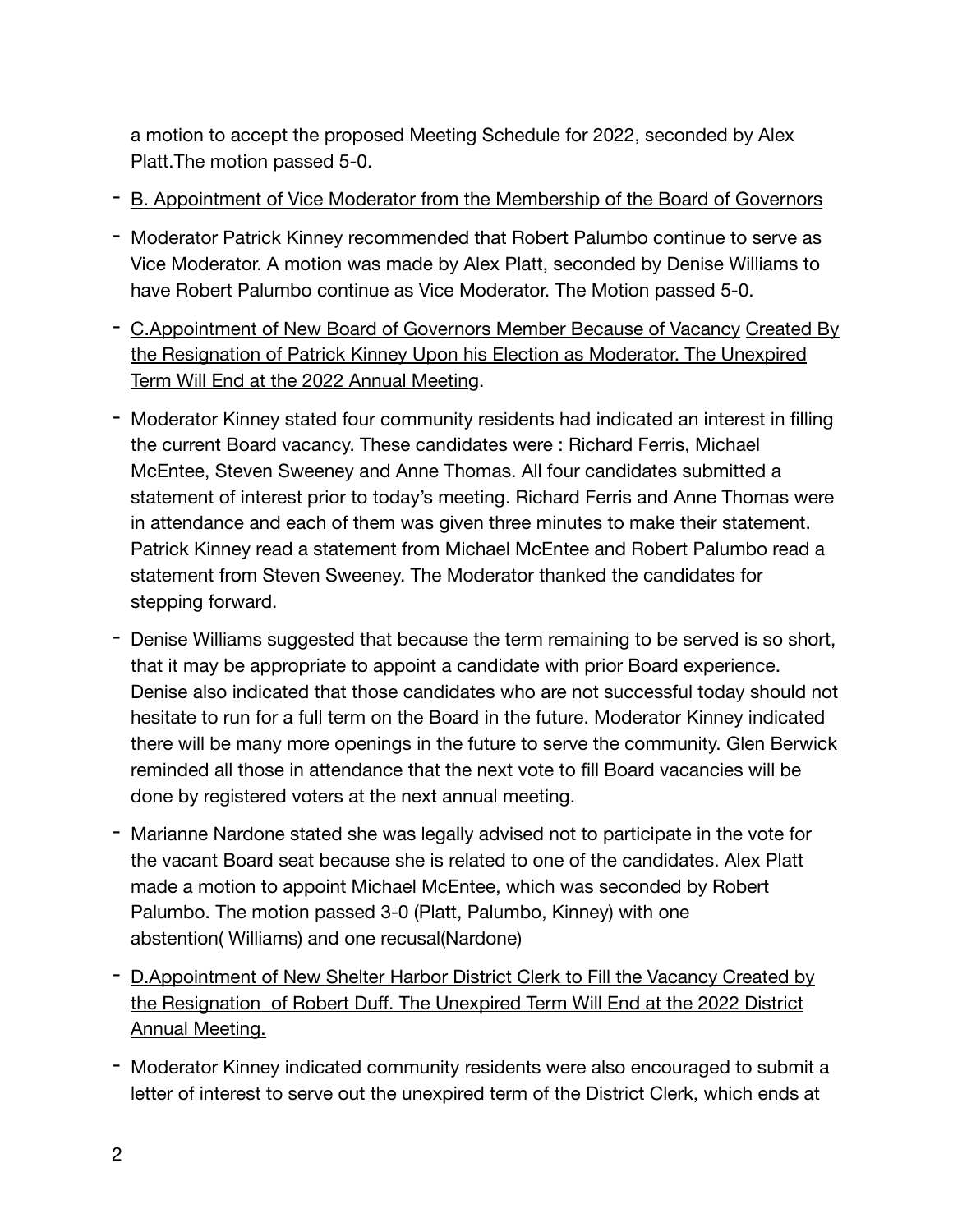a motion to accept the proposed Meeting Schedule for 2022, seconded by Alex Platt.The motion passed 5-0.

- B. Appointment of Vice Moderator from the Membership of the Board of Governors
- Moderator Patrick Kinney recommended that Robert Palumbo continue to serve as Vice Moderator. A motion was made by Alex Platt, seconded by Denise Williams to have Robert Palumbo continue as Vice Moderator. The Motion passed 5-0.
- C.Appointment of New Board of Governors Member Because of Vacancy Created By the Resignation of Patrick Kinney Upon his Election as Moderator. The Unexpired Term Will End at the 2022 Annual Meeting.
- Moderator Kinney stated four community residents had indicated an interest in filling the current Board vacancy. These candidates were : Richard Ferris, Michael McEntee, Steven Sweeney and Anne Thomas. All four candidates submitted a statement of interest prior to today's meeting. Richard Ferris and Anne Thomas were in attendance and each of them was given three minutes to make their statement. Patrick Kinney read a statement from Michael McEntee and Robert Palumbo read a statement from Steven Sweeney. The Moderator thanked the candidates for stepping forward.
- Denise Williams suggested that because the term remaining to be served is so short, that it may be appropriate to appoint a candidate with prior Board experience. Denise also indicated that those candidates who are not successful today should not hesitate to run for a full term on the Board in the future. Moderator Kinney indicated there will be many more openings in the future to serve the community. Glen Berwick reminded all those in attendance that the next vote to fill Board vacancies will be done by registered voters at the next annual meeting.
- Marianne Nardone stated she was legally advised not to participate in the vote for the vacant Board seat because she is related to one of the candidates. Alex Platt made a motion to appoint Michael McEntee, which was seconded by Robert Palumbo. The motion passed 3-0 (Platt, Palumbo, Kinney) with one abstention( Williams) and one recusal(Nardone)
- D.Appointment of New Shelter Harbor District Clerk to Fill the Vacancy Created by the Resignation of Robert Duff. The Unexpired Term Will End at the 2022 District Annual Meeting.
- Moderator Kinney indicated community residents were also encouraged to submit a letter of interest to serve out the unexpired term of the District Clerk, which ends at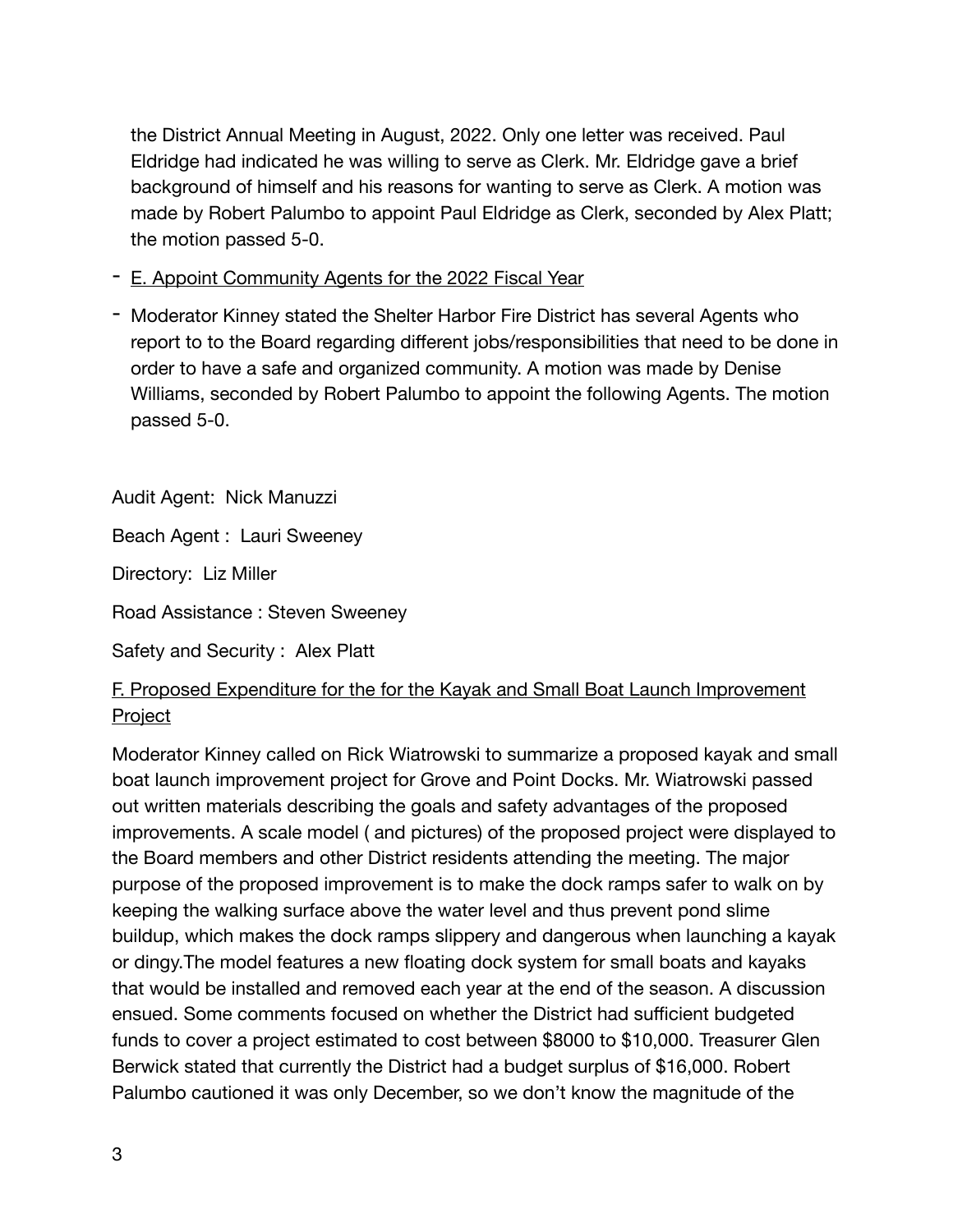the District Annual Meeting in August, 2022. Only one letter was received. Paul Eldridge had indicated he was willing to serve as Clerk. Mr. Eldridge gave a brief background of himself and his reasons for wanting to serve as Clerk. A motion was made by Robert Palumbo to appoint Paul Eldridge as Clerk, seconded by Alex Platt; the motion passed 5-0.

- E. Appoint Community Agents for the 2022 Fiscal Year
- Moderator Kinney stated the Shelter Harbor Fire District has several Agents who report to to the Board regarding different jobs/responsibilities that need to be done in order to have a safe and organized community. A motion was made by Denise Williams, seconded by Robert Palumbo to appoint the following Agents. The motion passed 5-0.

Audit Agent: Nick Manuzzi

Beach Agent : Lauri Sweeney

Directory: Liz Miller

Road Assistance : Steven Sweeney

Safety and Security : Alex Platt

F. Proposed Expenditure for the for the Kayak and Small Boat Launch Improvement Project

Moderator Kinney called on Rick Wiatrowski to summarize a proposed kayak and small boat launch improvement project for Grove and Point Docks. Mr. Wiatrowski passed out written materials describing the goals and safety advantages of the proposed improvements. A scale model ( and pictures) of the proposed project were displayed to the Board members and other District residents attending the meeting. The major purpose of the proposed improvement is to make the dock ramps safer to walk on by keeping the walking surface above the water level and thus prevent pond slime buildup, which makes the dock ramps slippery and dangerous when launching a kayak or dingy.The model features a new floating dock system for small boats and kayaks that would be installed and removed each year at the end of the season. A discussion ensued. Some comments focused on whether the District had sufficient budgeted funds to cover a project estimated to cost between $8000 to $10,000. Treasurer Glen Berwick stated that currently the District had a budget surplus of $16,000. Robert Palumbo cautioned it was only December, so we don't know the magnitude of the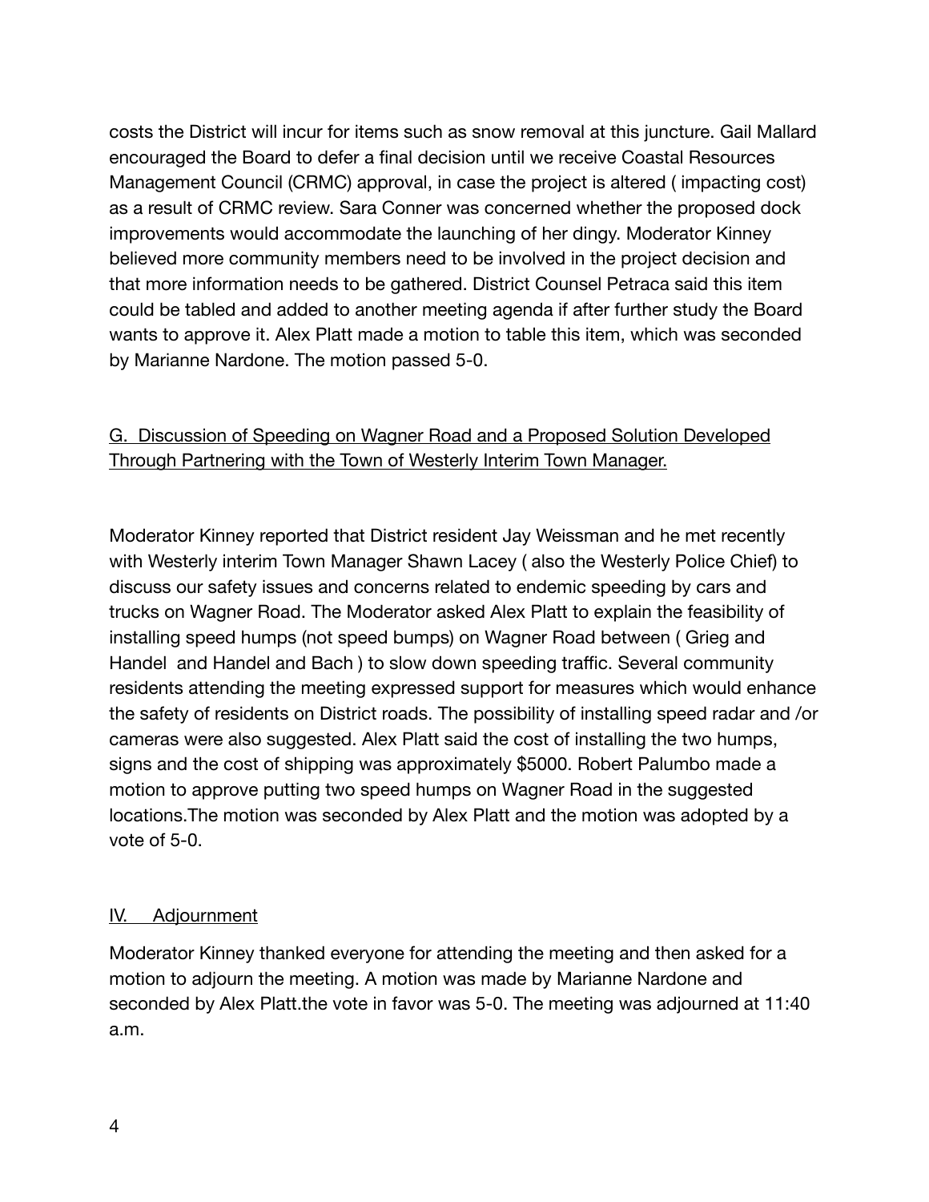costs the District will incur for items such as snow removal at this juncture. Gail Mallard encouraged the Board to defer a final decision until we receive Coastal Resources Management Council (CRMC) approval, in case the project is altered ( impacting cost) as a result of CRMC review. Sara Conner was concerned whether the proposed dock improvements would accommodate the launching of her dingy. Moderator Kinney believed more community members need to be involved in the project decision and that more information needs to be gathered. District Counsel Petraca said this item could be tabled and added to another meeting agenda if after further study the Board wants to approve it. Alex Platt made a motion to table this item, which was seconded by Marianne Nardone. The motion passed 5-0.

<u>G. Discussion of Speeding on Wagner Road and a Proposed Solution Developed Through Partnering with the Town of Westerly Interim Town Manager.</u>

Moderator Kinney reported that District resident Jay Weissman and he met recently with Westerly interim Town Manager Shawn Lacey ( also the Westerly Police Chief) to discuss our safety issues and concerns related to endemic speeding by cars and trucks on Wagner Road. The Moderator asked Alex Platt to explain the feasibility of installing speed humps (not speed bumps) on Wagner Road between ( Grieg and Handel and Handel and Bach ) to slow down speeding traffic. Several community residents attending the meeting expressed support for measures which would enhance the safety of residents on District roads. The possibility of installing speed radar and /or cameras were also suggested. Alex Platt said the cost of installing the two humps, signs and the cost of shipping was approximately $5000. Robert Palumbo made a motion to approve putting two speed humps on Wagner Road in the suggested locations.The motion was seconded by Alex Platt and the motion was adopted by a vote of 5-0.

<u>IV. Adjournment</u>

Moderator Kinney thanked everyone for attending the meeting and then asked for a motion to adjourn the meeting. A motion was made by Marianne Nardone and seconded by Alex Platt.the vote in favor was 5-0. The meeting was adjourned at 11:40 a.m.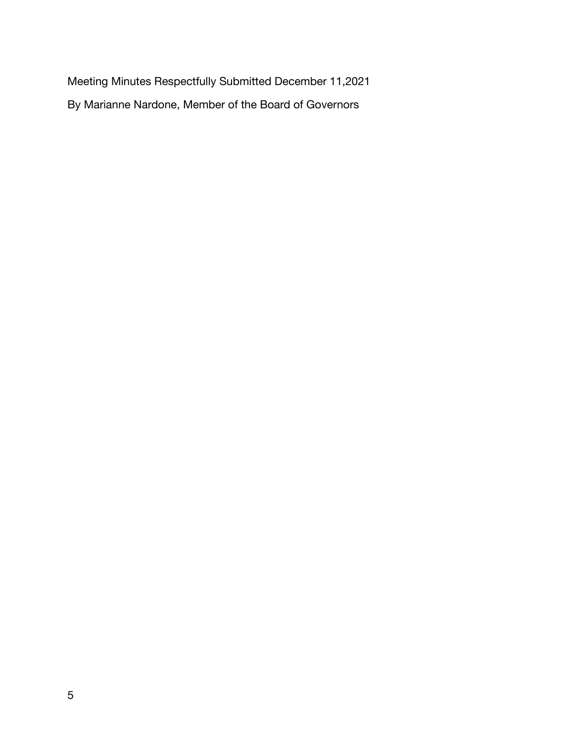Meeting Minutes Respectfully Submitted December 11,2021

By Marianne Nardone, Member of the Board of Governors